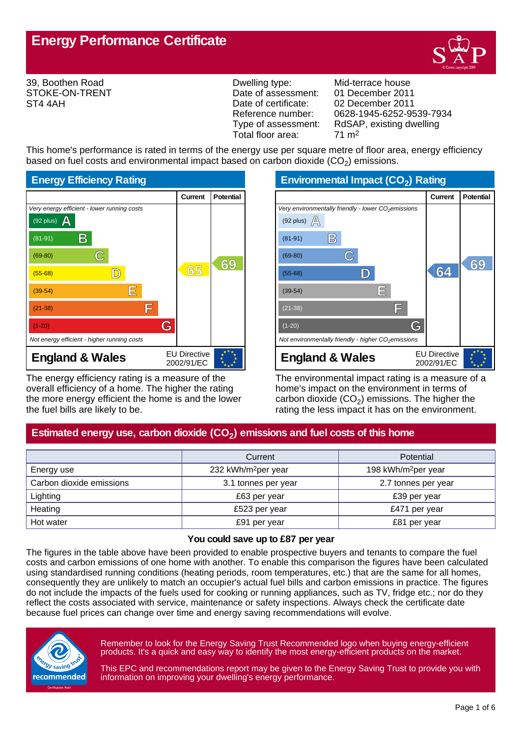# Energy Performance Certificate

39, Boothen Road
STOKE-ON-TRENT
ST4 4AH

| | |
|---|---|
| Dwelling type: | Mid-terrace house |
| Date of assessment: | 01 December 2011 |
| Date of certificate: | 02 December 2011 |
| Reference number: | 0628-1945-6252-9539-7934 |
| Type of assessment: | RdSAP, existing dwelling |
| Total floor area: | 71 m² |

This home's performance is rated in terms of the energy use per square metre of floor area, energy efficiency based on fuel costs and environmental impact based on carbon dioxide ($CO_2$) emissions.

## Energy Efficiency Rating

| | Current | Potential |
|---|---|---|
| *Very energy efficient - lower running costs* | | |
| (92 plus) A | | |
| (81-91) B | | |
| (69-80) C | | 69 |
| (55-68) D | 65 | |
| (39-54) E | | |
| (21-38) F | | |
| (1-20) G | | |
| *Not energy efficient - higher running costs* | | |
| **England & Wales** — EU Directive 2002/91/EC | | |

The energy efficiency rating is a measure of the overall efficiency of a home. The higher the rating the more energy efficient the home is and the lower the fuel bills are likely to be.

## Environmental Impact ($CO_2$) Rating

| | Current | Potential |
|---|---|---|
| *Very environmentally friendly - lower $CO_2$ emissions* | | |
| (92 plus) A | | |
| (81-91) B | | |
| (69-80) C | | 69 |
| (55-68) D | 64 | |
| (39-54) E | | |
| (21-38) F | | |
| (1-20) G | | |
| *Not environmentally friendly - higher $CO_2$ emissions* | | |
| **England & Wales** — EU Directive 2002/91/EC | | |

The environmental impact rating is a measure of a home's impact on the environment in terms of carbon dioxide ($CO_2$) emissions. The higher the rating the less impact it has on the environment.

## Estimated energy use, carbon dioxide ($CO_2$) emissions and fuel costs of this home

| | Current | Potential |
|---|---|---|
| Energy use | 232 kWh/m² per year | 198 kWh/m² per year |
| Carbon dioxide emissions | 3.1 tonnes per year | 2.7 tonnes per year |
| Lighting | £63 per year | £39 per year |
| Heating | £523 per year | £471 per year |
| Hot water | £91 per year | £81 per year |

**You could save up to £87 per year**

The figures in the table above have been provided to enable prospective buyers and tenants to compare the fuel costs and carbon emissions of one home with another. To enable this comparison the figures have been calculated using standardised running conditions (heating periods, room temperatures, etc.) that are the same for all homes, consequently they are unlikely to match an occupier's actual fuel bills and carbon emissions in practice. The figures do not include the impacts of the fuels used for cooking or running appliances, such as TV, fridge etc.; nor do they reflect the costs associated with service, maintenance or safety inspections. Always check the certificate date because fuel prices can change over time and energy saving recommendations will evolve.

Remember to look for the Energy Saving Trust Recommended logo when buying energy-efficient products. It's a quick and easy way to identify the most energy-efficient products on the market.

This EPC and recommendations report may be given to the Energy Saving Trust to provide you with information on improving your dwelling's energy performance.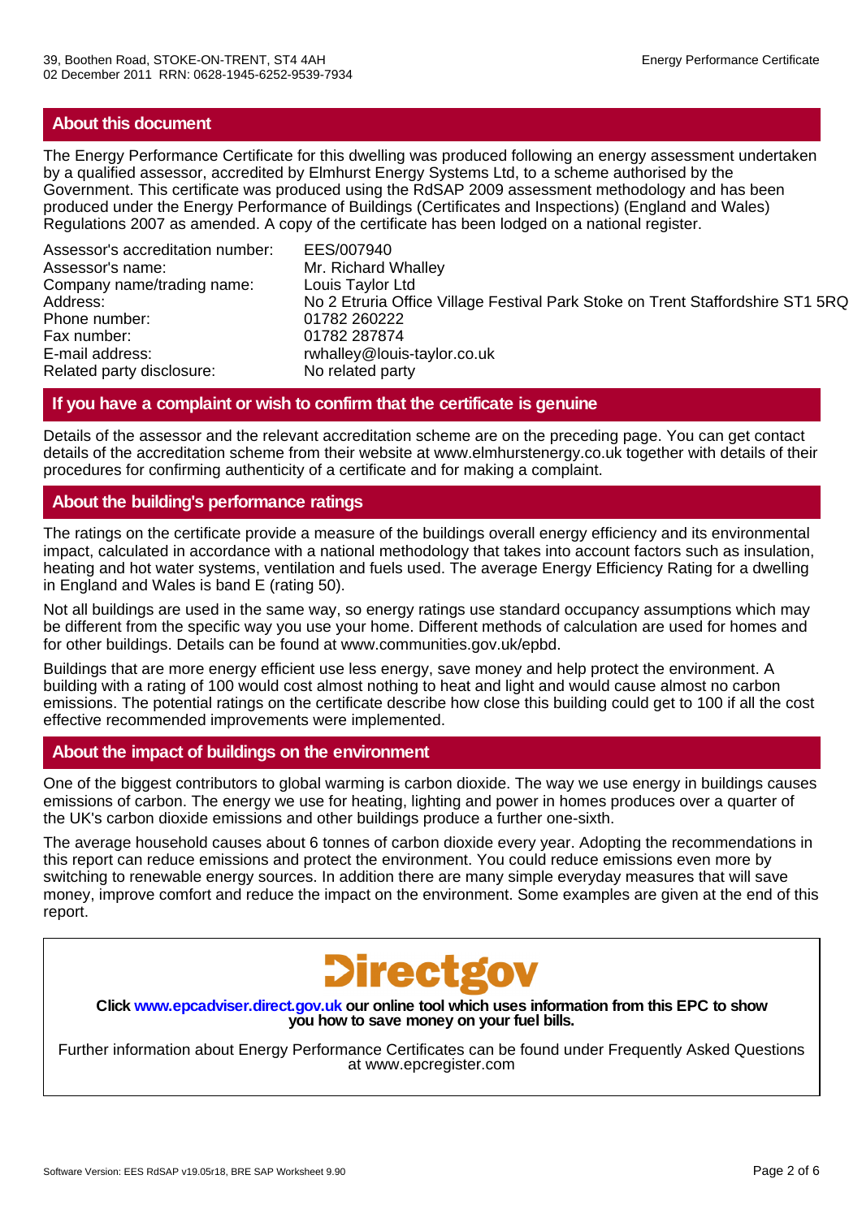## About this document

The Energy Performance Certificate for this dwelling was produced following an energy assessment undertaken by a qualified assessor, accredited by Elmhurst Energy Systems Ltd, to a scheme authorised by the Government. This certificate was produced using the RdSAP 2009 assessment methodology and has been produced under the Energy Performance of Buildings (Certificates and Inspections) (England and Wales) Regulations 2007 as amended. A copy of the certificate has been lodged on a national register.

| | |
|---|---|
| Assessor's accreditation number: | EES/007940 |
| Assessor's name: | Mr. Richard Whalley |
| Company name/trading name: | Louis Taylor Ltd |
| Address: | No 2 Etruria Office Village Festival Park Stoke on Trent Staffordshire ST1 5RQ |
| Phone number: | 01782 260222 |
| Fax number: | 01782 287874 |
| E-mail address: | rwhalley@louis-taylor.co.uk |
| Related party disclosure: | No related party |

## If you have a complaint or wish to confirm that the certificate is genuine

Details of the assessor and the relevant accreditation scheme are on the preceding page. You can get contact details of the accreditation scheme from their website at www.elmhurstenergy.co.uk together with details of their procedures for confirming authenticity of a certificate and for making a complaint.

## About the building's performance ratings

The ratings on the certificate provide a measure of the buildings overall energy efficiency and its environmental impact, calculated in accordance with a national methodology that takes into account factors such as insulation, heating and hot water systems, ventilation and fuels used. The average Energy Efficiency Rating for a dwelling in England and Wales is band E (rating 50).

Not all buildings are used in the same way, so energy ratings use standard occupancy assumptions which may be different from the specific way you use your home. Different methods of calculation are used for homes and for other buildings. Details can be found at www.communities.gov.uk/epbd.

Buildings that are more energy efficient use less energy, save money and help protect the environment. A building with a rating of 100 would cost almost nothing to heat and light and would cause almost no carbon emissions. The potential ratings on the certificate describe how close this building could get to 100 if all the cost effective recommended improvements were implemented.

## About the impact of buildings on the environment

One of the biggest contributors to global warming is carbon dioxide. The way we use energy in buildings causes emissions of carbon. The energy we use for heating, lighting and power in homes produces over a quarter of the UK's carbon dioxide emissions and other buildings produce a further one-sixth.

The average household causes about 6 tonnes of carbon dioxide every year. Adopting the recommendations in this report can reduce emissions and protect the environment. You could reduce emissions even more by switching to renewable energy sources. In addition there are many simple everyday measures that will save money, improve comfort and reduce the impact on the environment. Some examples are given at the end of this report.

Directgov

**Click www.epcadviser.direct.gov.uk our online tool which uses information from this EPC to show you how to save money on your fuel bills.**

Further information about Energy Performance Certificates can be found under Frequently Asked Questions at www.epcregister.com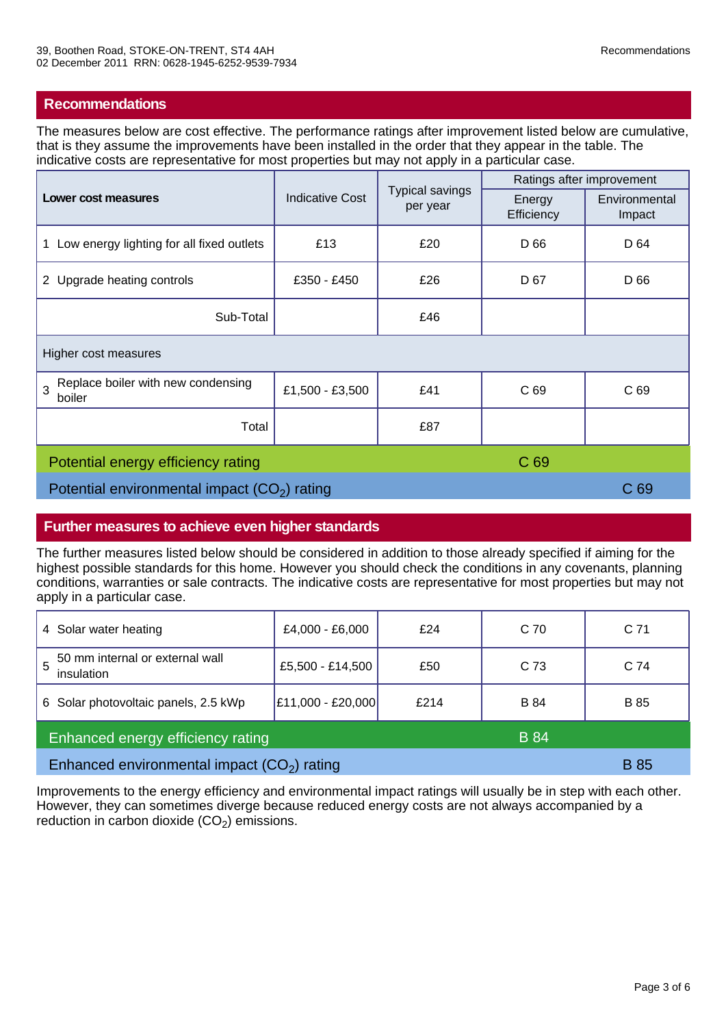## Recommendations

The measures below are cost effective. The performance ratings after improvement listed below are cumulative, that is they assume the improvements have been installed in the order that they appear in the table. The indicative costs are representative for most properties but may not apply in a particular case.

| Lower cost measures | Indicative Cost | Typical savings per year | Ratings after improvement | |
|---|---|---|---|---|
| | | | Energy Efficiency | Environmental Impact |
| 1 Low energy lighting for all fixed outlets | £13 | £20 | D 66 | D 64 |
| 2 Upgrade heating controls | £350 - £450 | £26 | D 67 | D 66 |
| Sub-Total | | £46 | | |
| **Higher cost measures** | | | | |
| 3 Replace boiler with new condensing boiler | £1,500 - £3,500 | £41 | C 69 | C 69 |
| Total | | £87 | | |
| **Potential energy efficiency rating** | | | C 69 | |
| **Potential environmental impact ($CO_2$) rating** | | | | C 69 |

## Further measures to achieve even higher standards

The further measures listed below should be considered in addition to those already specified if aiming for the highest possible standards for this home. However you should check the conditions in any covenants, planning conditions, warranties or sale contracts. The indicative costs are representative for most properties but may not apply in a particular case.

| Measure | Indicative Cost | Typical savings per year | Energy Efficiency | Environmental Impact |
|---|---|---|---|---|
| 4 Solar water heating | £4,000 - £6,000 | £24 | C 70 | C 71 |
| 5 50 mm internal or external wall insulation | £5,500 - £14,500 | £50 | C 73 | C 74 |
| 6 Solar photovoltaic panels, 2.5 kWp | £11,000 - £20,000 | £214 | B 84 | B 85 |
| **Enhanced energy efficiency rating** | | | B 84 | |
| **Enhanced environmental impact ($CO_2$) rating** | | | | B 85 |

Improvements to the energy efficiency and environmental impact ratings will usually be in step with each other. However, they can sometimes diverge because reduced energy costs are not always accompanied by a reduction in carbon dioxide ($CO_2$) emissions.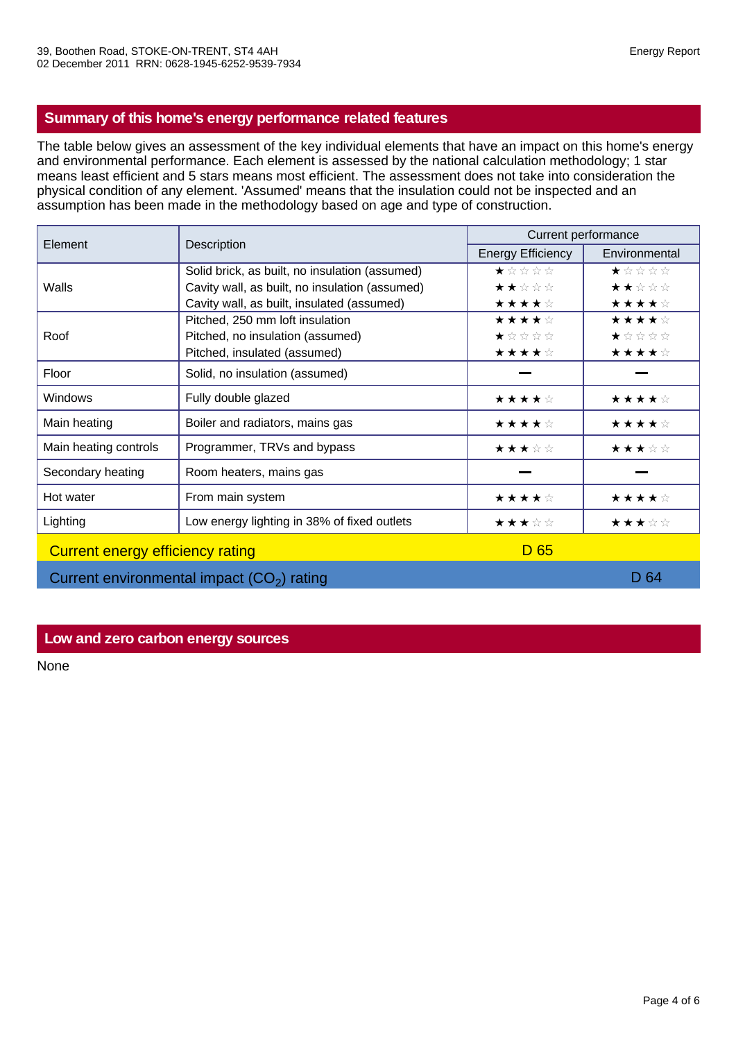39, Boothen Road, STOKE-ON-TRENT, ST4 4AH
02 December 2011 RRN: 0628-1945-6252-9539-7934

## Summary of this home's energy performance related features

The table below gives an assessment of the key individual elements that have an impact on this home's energy and environmental performance. Each element is assessed by the national calculation methodology; 1 star means least efficient and 5 stars means most efficient. The assessment does not take into consideration the physical condition of any element. 'Assumed' means that the insulation could not be inspected and an assumption has been made in the methodology based on age and type of construction.

| Element | Description | Current performance | |
|---|---|---|---|
| | | Energy Efficiency | Environmental |
| Walls | Solid brick, as built, no insulation (assumed) | ★☆☆☆☆ | ★☆☆☆☆ |
| | Cavity wall, as built, no insulation (assumed) | ★★☆☆☆ | ★★☆☆☆ |
| | Cavity wall, as built, insulated (assumed) | ★★★★☆ | ★★★★☆ |
| Roof | Pitched, 250 mm loft insulation | ★★★★☆ | ★★★★☆ |
| | Pitched, no insulation (assumed) | ★☆☆☆☆ | ★☆☆☆☆ |
| | Pitched, insulated (assumed) | ★★★★☆ | ★★★★☆ |
| Floor | Solid, no insulation (assumed) | — | — |
| Windows | Fully double glazed | ★★★★☆ | ★★★★☆ |
| Main heating | Boiler and radiators, mains gas | ★★★★☆ | ★★★★☆ |
| Main heating controls | Programmer, TRVs and bypass | ★★★☆☆ | ★★★☆☆ |
| Secondary heating | Room heaters, mains gas | — | — |
| Hot water | From main system | ★★★★☆ | ★★★★☆ |
| Lighting | Low energy lighting in 38% of fixed outlets | ★★★☆☆ | ★★★☆☆ |
| Current energy efficiency rating | | D 65 | |
| Current environmental impact ($CO_2$) rating | | | D 64 |

## Low and zero carbon energy sources

None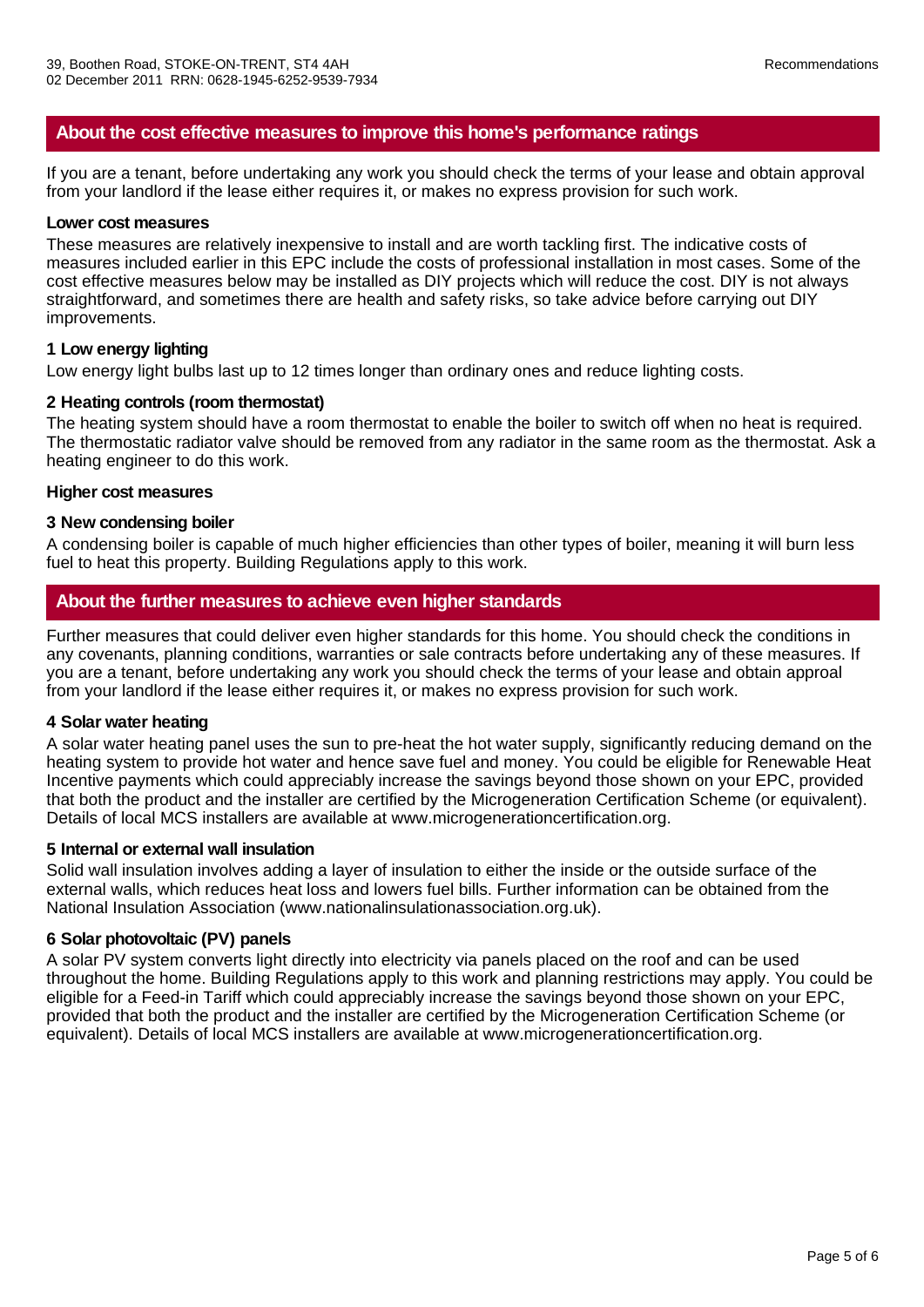## About the cost effective measures to improve this home's performance ratings

If you are a tenant, before undertaking any work you should check the terms of your lease and obtain approval from your landlord if the lease either requires it, or makes no express provision for such work.

**Lower cost measures**

These measures are relatively inexpensive to install and are worth tackling first. The indicative costs of measures included earlier in this EPC include the costs of professional installation in most cases. Some of the cost effective measures below may be installed as DIY projects which will reduce the cost. DIY is not always straightforward, and sometimes there are health and safety risks, so take advice before carrying out DIY improvements.

**1 Low energy lighting**

Low energy light bulbs last up to 12 times longer than ordinary ones and reduce lighting costs.

**2 Heating controls (room thermostat)**

The heating system should have a room thermostat to enable the boiler to switch off when no heat is required. The thermostatic radiator valve should be removed from any radiator in the same room as the thermostat. Ask a heating engineer to do this work.

**Higher cost measures**

**3 New condensing boiler**

A condensing boiler is capable of much higher efficiencies than other types of boiler, meaning it will burn less fuel to heat this property. Building Regulations apply to this work.

## About the further measures to achieve even higher standards

Further measures that could deliver even higher standards for this home. You should check the conditions in any covenants, planning conditions, warranties or sale contracts before undertaking any of these measures. If you are a tenant, before undertaking any work you should check the terms of your lease and obtain approval from your landlord if the lease either requires it, or makes no express provision for such work.

**4 Solar water heating**

A solar water heating panel uses the sun to pre-heat the hot water supply, significantly reducing demand on the heating system to provide hot water and hence save fuel and money. You could be eligible for Renewable Heat Incentive payments which could appreciably increase the savings beyond those shown on your EPC, provided that both the product and the installer are certified by the Microgeneration Certification Scheme (or equivalent). Details of local MCS installers are available at www.microgenerationcertification.org.

**5 Internal or external wall insulation**

Solid wall insulation involves adding a layer of insulation to either the inside or the outside surface of the external walls, which reduces heat loss and lowers fuel bills. Further information can be obtained from the National Insulation Association (www.nationalinsulationassociation.org.uk).

**6 Solar photovoltaic (PV) panels**

A solar PV system converts light directly into electricity via panels placed on the roof and can be used throughout the home. Building Regulations apply to this work and planning restrictions may apply. You could be eligible for a Feed-in Tariff which could appreciably increase the savings beyond those shown on your EPC, provided that both the product and the installer are certified by the Microgeneration Certification Scheme (or equivalent). Details of local MCS installers are available at www.microgenerationcertification.org.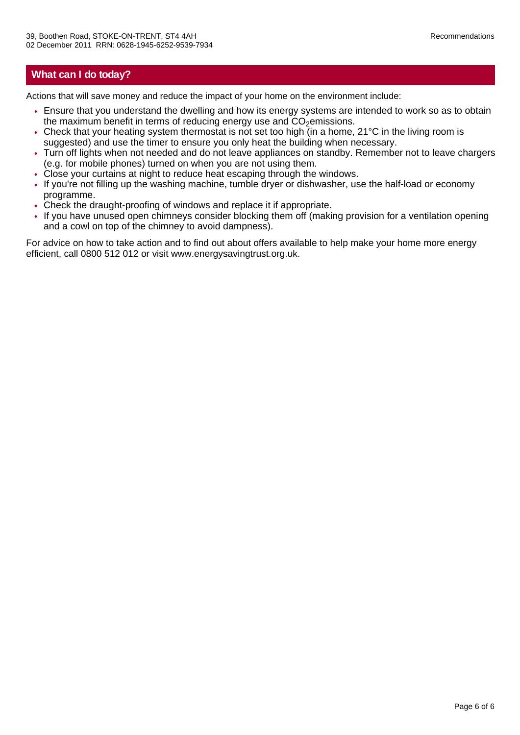## What can I do today?

Actions that will save money and reduce the impact of your home on the environment include:

- Ensure that you understand the dwelling and how its energy systems are intended to work so as to obtain the maximum benefit in terms of reducing energy use and $CO_2$emissions.
- Check that your heating system thermostat is not set too high (in a home, 21°C in the living room is suggested) and use the timer to ensure you only heat the building when necessary.
- Turn off lights when not needed and do not leave appliances on standby. Remember not to leave chargers (e.g. for mobile phones) turned on when you are not using them.
- Close your curtains at night to reduce heat escaping through the windows.
- If you're not filling up the washing machine, tumble dryer or dishwasher, use the half-load or economy programme.
- Check the draught-proofing of windows and replace it if appropriate.
- If you have unused open chimneys consider blocking them off (making provision for a ventilation opening and a cowl on top of the chimney to avoid dampness).

For advice on how to take action and to find out about offers available to help make your home more energy efficient, call 0800 512 012 or visit www.energysavingtrust.org.uk.